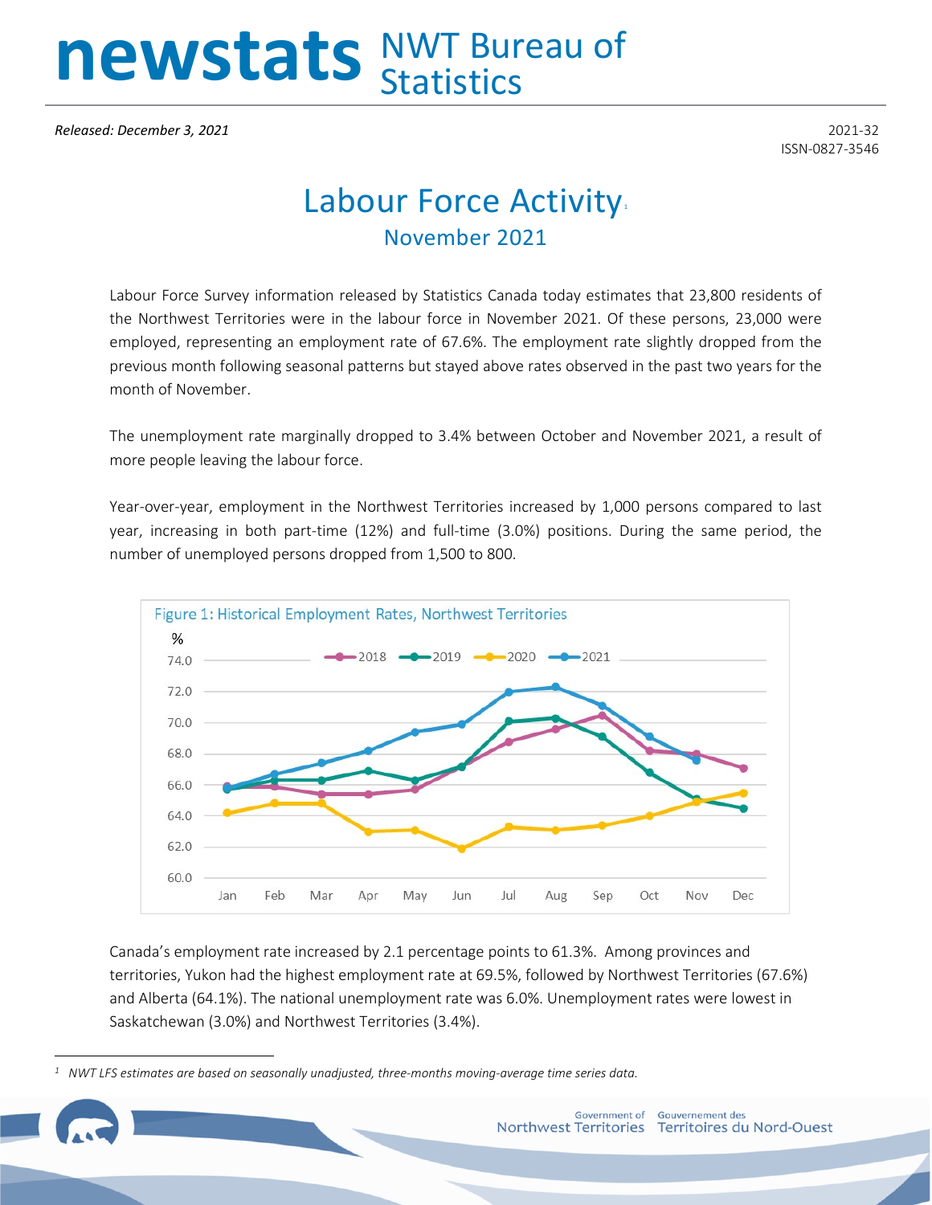# newstats NWT Bureau of Statistics

*Released: December 3, 2021*

2021-32
ISSN-0827-3546

## Labour Force Activity[1]

### November 2021

Labour Force Survey information released by Statistics Canada today estimates that 23,800 residents of the Northwest Territories were in the labour force in November 2021. Of these persons, 23,000 were employed, representing an employment rate of 67.6%. The employment rate slightly dropped from the previous month following seasonal patterns but stayed above rates observed in the past two years for the month of November.

The unemployment rate marginally dropped to 3.4% between October and November 2021, a result of more people leaving the labour force.

Year-over-year, employment in the Northwest Territories increased by 1,000 persons compared to last year, increasing in both part-time (12%) and full-time (3.0%) positions. During the same period, the number of unemployed persons dropped from 1,500 to 800.

Figure 1: Historical Employment Rates, Northwest Territories

Canada's employment rate increased by 2.1 percentage points to 61.3%. Among provinces and territories, Yukon had the highest employment rate at 69.5%, followed by Northwest Territories (67.6%) and Alberta (64.1%). The national unemployment rate was 6.0%. Unemployment rates were lowest in Saskatchewan (3.0%) and Northwest Territories (3.4%).

[1] *NWT LFS estimates are based on seasonally unadjusted, three-months moving-average time series data.*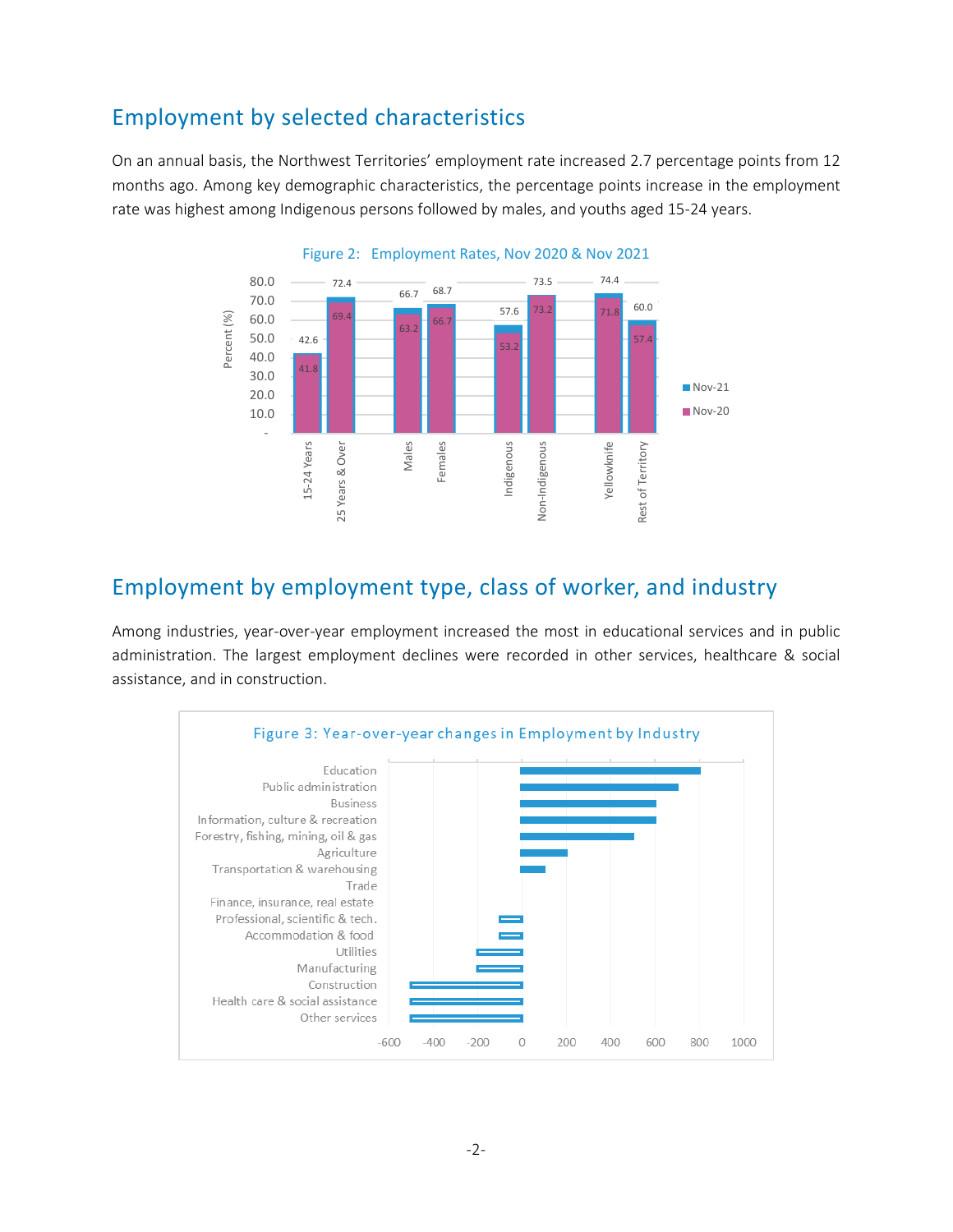## Employment by selected characteristics

On an annual basis, the Northwest Territories' employment rate increased 2.7 percentage points from 12 months ago. Among key demographic characteristics, the percentage points increase in the employment rate was highest among Indigenous persons followed by males, and youths aged 15-24 years.

Figure 2: Employment Rates, Nov 2020 & Nov 2021

| | Nov-21 | Nov-20 |
|---|---|---|
| 15-24 Years | 42.6 | 41.8 |
| 25 Years & Over | 72.4 | 69.4 |
| Males | 66.7 | 63.2 |
| Females | 68.7 | 66.7 |
| Indigenous | 57.6 | 53.2 |
| Non-Indigenous | 73.5 | 73.2 |
| Yellowknife | 74.4 | 71.8 |
| Rest of Territory | 60.0 | 57.4 |

## Employment by employment type, class of worker, and industry

Among industries, year-over-year employment increased the most in educational services and in public administration. The largest employment declines were recorded in other services, healthcare & social assistance, and in construction.

Figure 3: Year-over-year changes in Employment by Industry

Industries shown (top to bottom): Education, Public administration, Business, Information, culture & recreation, Forestry, fishing, mining, oil & gas, Agriculture, Transportation & warehousing, Trade, Finance, insurance, real estate, Professional, scientific & tech., Accommodation & food, Utilities, Manufacturing, Construction, Health care & social assistance, Other services

Horizontal axis: -600, -400, -200, 0, 200, 400, 600, 800, 1000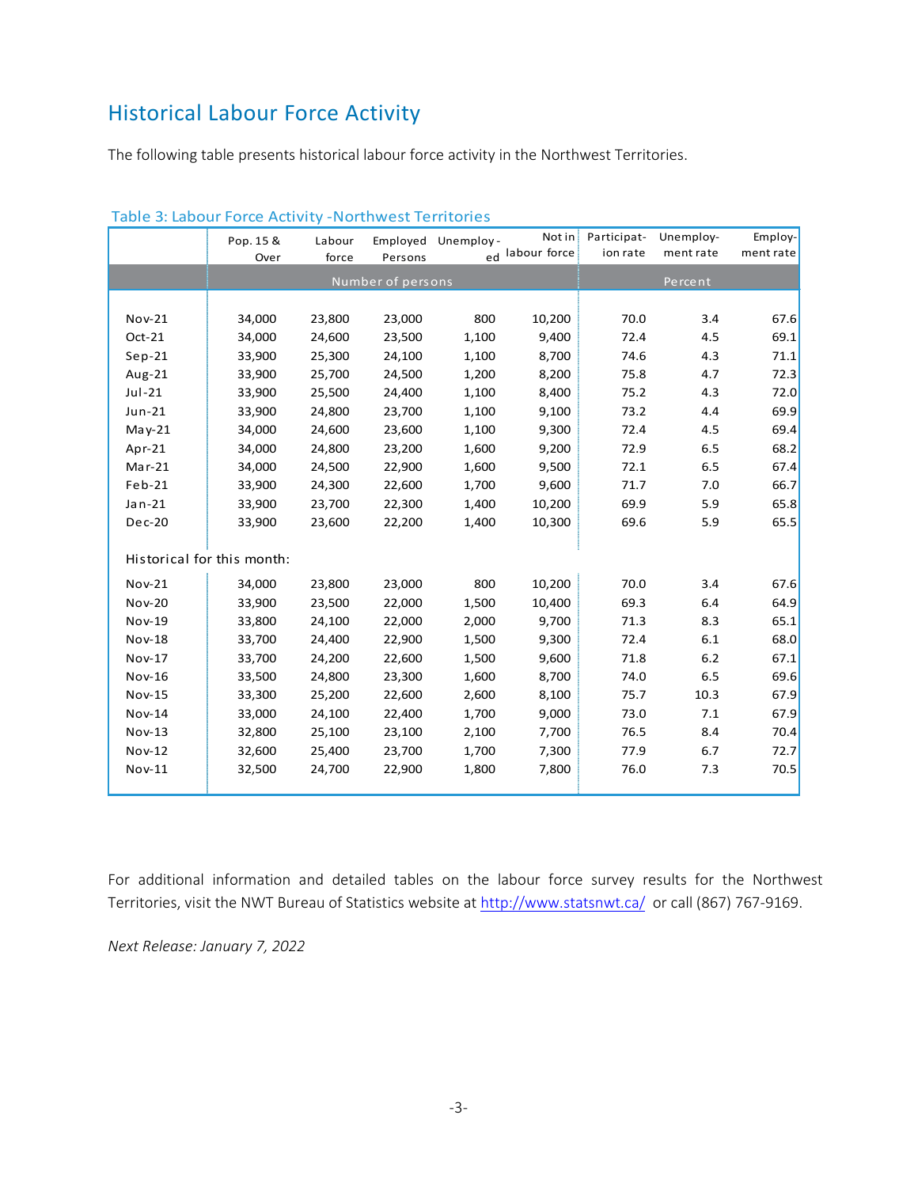## Historical Labour Force Activity

The following table presents historical labour force activity in the Northwest Territories.

Table 3: Labour Force Activity -Northwest Territories

| | Pop. 15 & Over | Labour force | Employed Persons | Unemploy-ed | Not in labour force | Participat-ion rate | Unemploy-ment rate | Employ-ment rate |
|---|---|---|---|---|---|---|---|---|
| | Number of persons | | | | | Percent | | |
| Nov-21 | 34,000 | 23,800 | 23,000 | 800 | 10,200 | 70.0 | 3.4 | 67.6 |
| Oct-21 | 34,000 | 24,600 | 23,500 | 1,100 | 9,400 | 72.4 | 4.5 | 69.1 |
| Sep-21 | 33,900 | 25,300 | 24,100 | 1,100 | 8,700 | 74.6 | 4.3 | 71.1 |
| Aug-21 | 33,900 | 25,700 | 24,500 | 1,200 | 8,200 | 75.8 | 4.7 | 72.3 |
| Jul-21 | 33,900 | 25,500 | 24,400 | 1,100 | 8,400 | 75.2 | 4.3 | 72.0 |
| Jun-21 | 33,900 | 24,800 | 23,700 | 1,100 | 9,100 | 73.2 | 4.4 | 69.9 |
| May-21 | 34,000 | 24,600 | 23,600 | 1,100 | 9,300 | 72.4 | 4.5 | 69.4 |
| Apr-21 | 34,000 | 24,800 | 23,200 | 1,600 | 9,200 | 72.9 | 6.5 | 68.2 |
| Mar-21 | 34,000 | 24,500 | 22,900 | 1,600 | 9,500 | 72.1 | 6.5 | 67.4 |
| Feb-21 | 33,900 | 24,300 | 22,600 | 1,700 | 9,600 | 71.7 | 7.0 | 66.7 |
| Jan-21 | 33,900 | 23,700 | 22,300 | 1,400 | 10,200 | 69.9 | 5.9 | 65.8 |
| Dec-20 | 33,900 | 23,600 | 22,200 | 1,400 | 10,300 | 69.6 | 5.9 | 65.5 |
| Historical for this month: | | | | | | | | |
| Nov-21 | 34,000 | 23,800 | 23,000 | 800 | 10,200 | 70.0 | 3.4 | 67.6 |
| Nov-20 | 33,900 | 23,500 | 22,000 | 1,500 | 10,400 | 69.3 | 6.4 | 64.9 |
| Nov-19 | 33,800 | 24,100 | 22,000 | 2,000 | 9,700 | 71.3 | 8.3 | 65.1 |
| Nov-18 | 33,700 | 24,400 | 22,900 | 1,500 | 9,300 | 72.4 | 6.1 | 68.0 |
| Nov-17 | 33,700 | 24,200 | 22,600 | 1,500 | 9,600 | 71.8 | 6.2 | 67.1 |
| Nov-16 | 33,500 | 24,800 | 23,300 | 1,600 | 8,700 | 74.0 | 6.5 | 69.6 |
| Nov-15 | 33,300 | 25,200 | 22,600 | 2,600 | 8,100 | 75.7 | 10.3 | 67.9 |
| Nov-14 | 33,000 | 24,100 | 22,400 | 1,700 | 9,000 | 73.0 | 7.1 | 67.9 |
| Nov-13 | 32,800 | 25,100 | 23,100 | 2,100 | 7,700 | 76.5 | 8.4 | 70.4 |
| Nov-12 | 32,600 | 25,400 | 23,700 | 1,700 | 7,300 | 77.9 | 6.7 | 72.7 |
| Nov-11 | 32,500 | 24,700 | 22,900 | 1,800 | 7,800 | 76.0 | 7.3 | 70.5 |

For additional information and detailed tables on the labour force survey results for the Northwest Territories, visit the NWT Bureau of Statistics website at http://www.statsnwt.ca/ or call (867) 767-9169.

*Next Release: January 7, 2022*